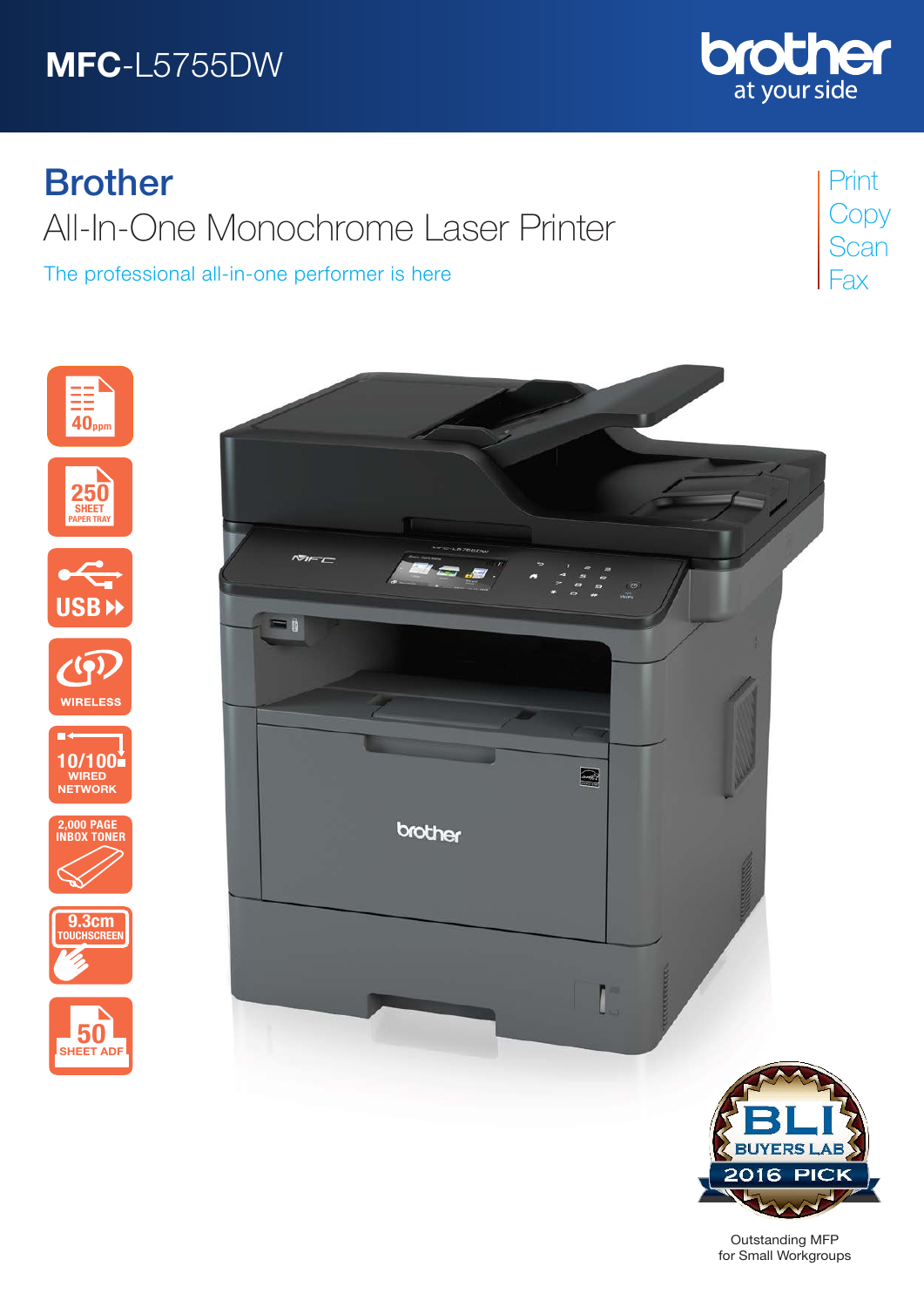# MFC-L5755DW

brother
at your side

## Brother
All-In-One Monochrome Laser Printer

The professional all-in-one performer is here

Print
Copy
Scan
Fax

- 40ppm
- 250 SHEET PAPER TRAY
- USB
- WIRELESS
- 10/100 WIRED NETWORK
- 2,000 PAGE INBOX TONER
- 9.3cm TOUCHSCREEN
- 50 SHEET ADF

BLI BUYERS LAB 2016 PICK

Outstanding MFP for Small Workgroups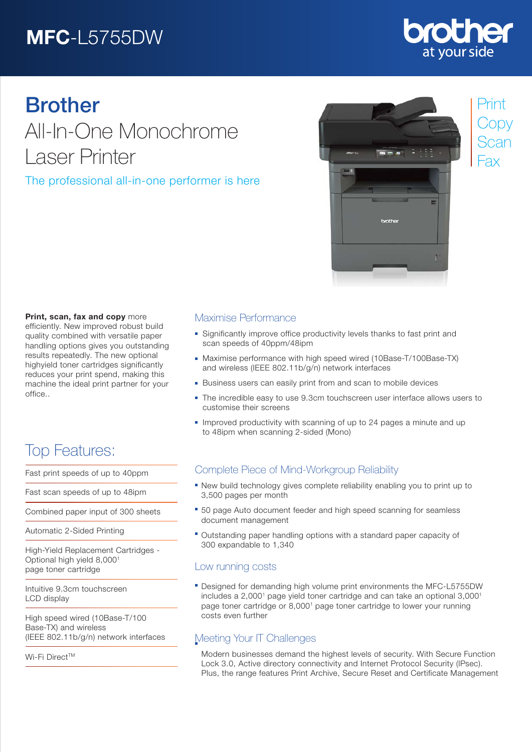# MFC-L5755DW

# Brother

## All-In-One Monochrome Laser Printer

The professional all-in-one performer is here

Print
Copy
Scan
Fax

**Print, scan, fax and copy** more efficiently. New improved robust build quality combined with versatile paper handling options gives you outstanding results repeatedly. The new optional highyield toner cartridges significantly reduces your print spend, making this machine the ideal print partner for your office..

## Top Features:

- Fast print speeds of up to 40ppm
- Fast scan speeds of up to 48ipm
- Combined paper input of 300 sheets
- Automatic 2-Sided Printing
- High-Yield Replacement Cartridges - Optional high yield 8,000[1] page toner cartridge
- Intuitive 9.3cm touchscreen LCD display
- High speed wired (10Base-T/100 Base-TX) and wireless (IEEE 802.11b/g/n) network interfaces
- Wi-Fi Direct™

### Maximise Performance

- Significantly improve office productivity levels thanks to fast print and scan speeds of 40ppm/48ipm
- Maximise performance with high speed wired (10Base-T/100Base-TX) and wireless (IEEE 802.11b/g/n) network interfaces
- Business users can easily print from and scan to mobile devices
- The incredible easy to use 9.3cm touchscreen user interface allows users to customise their screens
- Improved productivity with scanning of up to 24 pages a minute and up to 48ipm when scanning 2-sided (Mono)

### Complete Piece of Mind-Workgroup Reliability

- New build technology gives complete reliability enabling you to print up to 3,500 pages per month
- 50 page Auto document feeder and high speed scanning for seamless document management
- Outstanding paper handling options with a standard paper capacity of 300 expandable to 1,340

### Low running costs

- Designed for demanding high volume print environments the MFC-L5755DW includes a 2,000[1] page yield toner cartridge and can take an optional 3,000[1] page toner cartridge or 8,000[1] page toner cartridge to lower your running costs even further

### Meeting Your IT Challenges

Modern businesses demand the highest levels of security. With Secure Function Lock 3.0, Active directory connectivity and Internet Protocol Security (IPsec). Plus, the range features Print Archive, Secure Reset and Certificate Management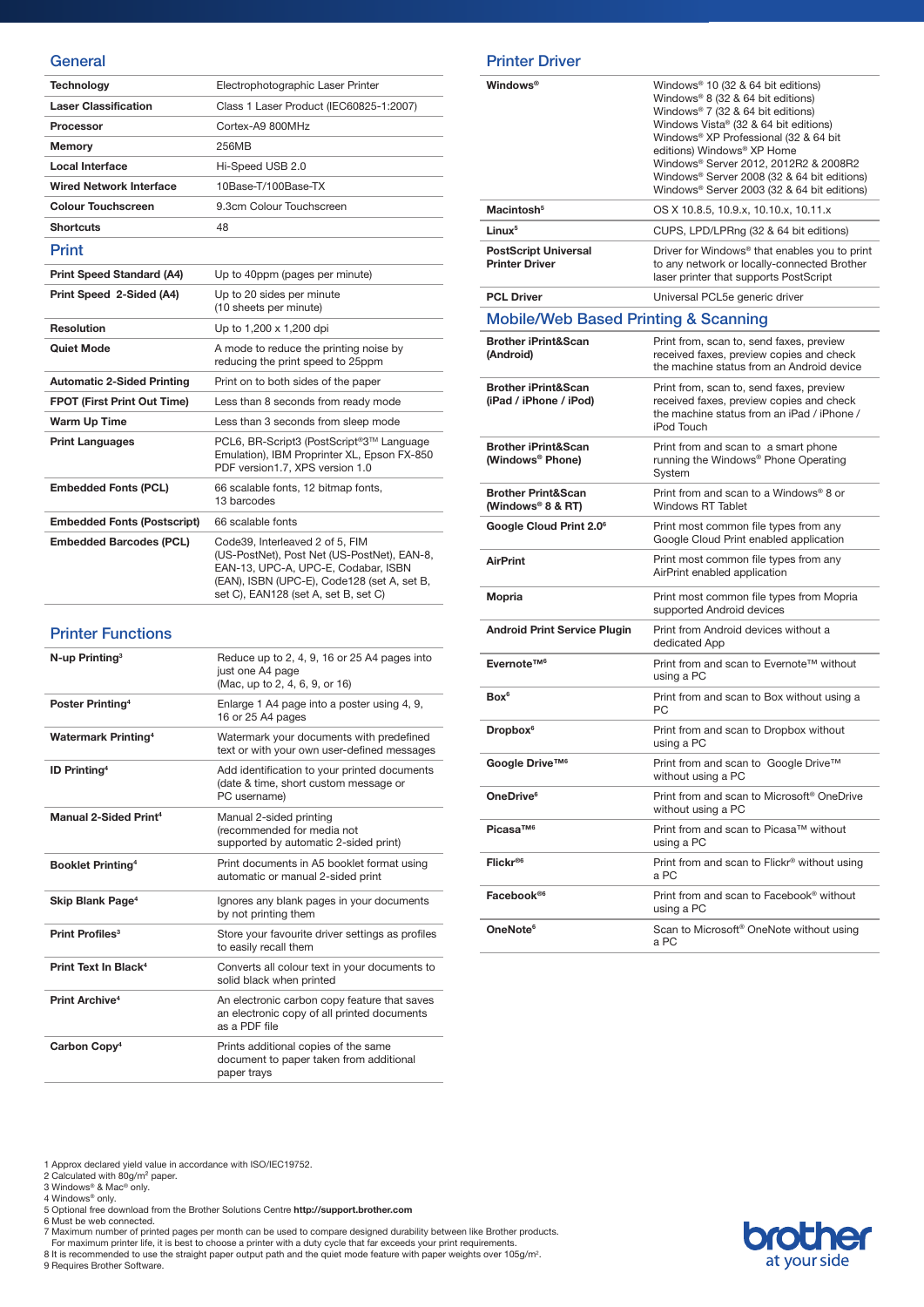## General

| | |
|---|---|
| **Technology** | Electrophotographic Laser Printer |
| **Laser Classification** | Class 1 Laser Product (IEC60825-1:2007) |
| **Processor** | Cortex-A9 800MHz |
| **Memory** | 256MB |
| **Local Interface** | Hi-Speed USB 2.0 |
| **Wired Network Interface** | 10Base-T/100Base-TX |
| **Colour Touchscreen** | 9.3cm Colour Touchscreen |
| **Shortcuts** | 48 |

## Print

| | |
|---|---|
| **Print Speed Standard (A4)** | Up to 40ppm (pages per minute) |
| **Print Speed 2-Sided (A4)** | Up to 20 sides per minute (10 sheets per minute) |
| **Resolution** | Up to 1,200 x 1,200 dpi |
| **Quiet Mode** | A mode to reduce the printing noise by reducing the print speed to 25ppm |
| **Automatic 2-Sided Printing** | Print on to both sides of the paper |
| **FPOT (First Print Out Time)** | Less than 8 seconds from ready mode |
| **Warm Up Time** | Less than 3 seconds from sleep mode |
| **Print Languages** | PCL6, BR-Script3 (PostScript®3™ Language Emulation), IBM Proprinter XL, Epson FX-850 PDF version1.7, XPS version 1.0 |
| **Embedded Fonts (PCL)** | 66 scalable fonts, 12 bitmap fonts, 13 barcodes |
| **Embedded Fonts (Postscript)** | 66 scalable fonts |
| **Embedded Barcodes (PCL)** | Code39, Interleaved 2 of 5, FIM (US-PostNet), Post Net (US-PostNet), EAN-8, EAN-13, UPC-A, UPC-E, Codabar, ISBN (EAN), ISBN (UPC-E), Code128 (set A, set B, set C), EAN128 (set A, set B, set C) |

## Printer Functions

| | |
|---|---|
| **N-up Printing**[3] | Reduce up to 2, 4, 9, 16 or 25 A4 pages into just one A4 page (Mac, up to 2, 4, 6, 9, or 16) |
| **Poster Printing**[4] | Enlarge 1 A4 page into a poster using 4, 9, 16 or 25 A4 pages |
| **Watermark Printing**[4] | Watermark your documents with predefined text or with your own user-defined messages |
| **ID Printing**[4] | Add identification to your printed documents (date & time, short custom message or PC username) |
| **Manual 2-Sided Print**[4] | Manual 2-sided printing (recommended for media not supported by automatic 2-sided print) |
| **Booklet Printing**[4] | Print documents in A5 booklet format using automatic or manual 2-sided print |
| **Skip Blank Page**[4] | Ignores any blank pages in your documents by not printing them |
| **Print Profiles**[3] | Store your favourite driver settings as profiles to easily recall them |
| **Print Text In Black**[4] | Converts all colour text in your documents to solid black when printed |
| **Print Archive**[4] | An electronic carbon copy feature that saves an electronic copy of all printed documents as a PDF file |
| **Carbon Copy**[4] | Prints additional copies of the same document to paper taken from additional paper trays |

## Printer Driver

| | |
|---|---|
| **Windows®** | Windows® 10 (32 & 64 bit editions) Windows® 8 (32 & 64 bit editions) Windows® 7 (32 & 64 bit editions) Windows Vista® (32 & 64 bit editions) Windows® XP Professional (32 & 64 bit editions) Windows® XP Home Windows® Server 2012, 2012R2 & 2008R2 Windows® Server 2008 (32 & 64 bit editions) Windows® Server 2003 (32 & 64 bit editions) |
| **Macintosh**[5] | OS X 10.8.5, 10.9.x, 10.10.x, 10.11.x |
| **Linux**[5] | CUPS, LPD/LPRng (32 & 64 bit editions) |
| **PostScript Universal Printer Driver** | Driver for Windows® that enables you to print to any network or locally-connected Brother laser printer that supports PostScript |
| **PCL Driver** | Universal PCL5e generic driver |

## Mobile/Web Based Printing & Scanning

| | |
|---|---|
| **Brother iPrint&Scan (Android)** | Print from, scan to, send faxes, preview received faxes, preview copies and check the machine status from an Android device |
| **Brother iPrint&Scan (iPad / iPhone / iPod)** | Print from, scan to, send faxes, preview received faxes, preview copies and check the machine status from an iPad / iPhone / iPod Touch |
| **Brother iPrint&Scan (Windows® Phone)** | Print from and scan to a smart phone running the Windows® Phone Operating System |
| **Brother Print&Scan (Windows® 8 & RT)** | Print from and scan to a Windows® 8 or Windows RT Tablet |
| **Google Cloud Print 2.0**[6] | Print most common file types from any Google Cloud Print enabled application |
| **AirPrint** | Print most common file types from any AirPrint enabled application |
| **Mopria** | Print most common file types from Mopria supported Android devices |
| **Android Print Service Plugin** | Print from Android devices without a dedicated App |
| **Evernote™**[6] | Print from and scan to Evernote™ without using a PC |
| **Box**[6] | Print from and scan to Box without using a PC |
| **Dropbox**[6] | Print from and scan to Dropbox without using a PC |
| **Google Drive™**[6] | Print from and scan to Google Drive™ without using a PC |
| **OneDrive**[6] | Print from and scan to Microsoft® OneDrive without using a PC |
| **Picasa™**[6] | Print from and scan to Picasa™ without using a PC |
| **Flickr®**[6] | Print from and scan to Flickr® without using a PC |
| **Facebook®**[6] | Print from and scan to Facebook® without using a PC |
| **OneNote**[6] | Scan to Microsoft® OneNote without using a PC |

1 Approx declared yield value in accordance with ISO/IEC19752.
2 Calculated with 80g/m² paper.
3 Windows® & Mac® only.
4 Windows® only.
5 Optional free download from the Brother Solutions Centre **http://support.brother.com**
6 Must be web connected.
7 Maximum number of printed pages per month can be used to compare designed durability between like Brother products. For maximum printer life, it is best to choose a printer with a duty cycle that far exceeds your print requirements.
8 It is recommended to use the straight paper output path and the quiet mode feature with paper weights over 105g/m².
9 Requires Brother Software.

brother at your side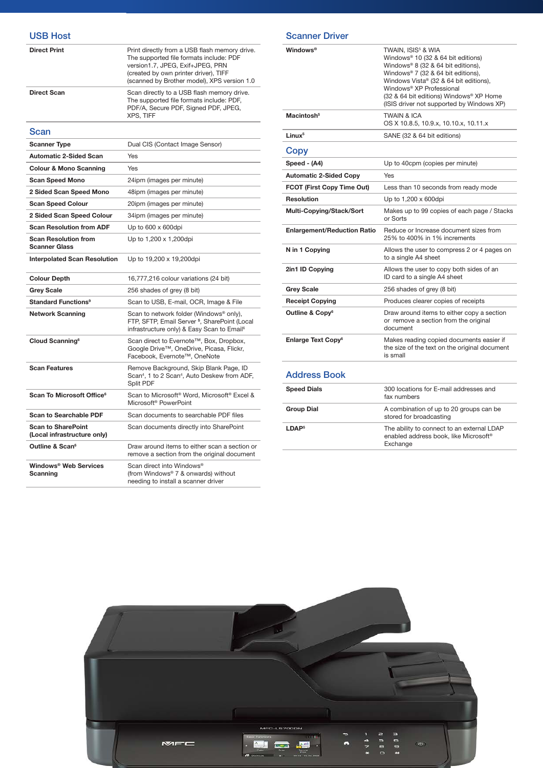## USB Host

| | |
|---|---|
| **Direct Print** | Print directly from a USB flash memory drive. The supported file formats include: PDF version1.7, JPEG, Exif+JPEG, PRN (created by own printer driver), TIFF (scanned by Brother model), XPS version 1.0 |
| **Direct Scan** | Scan directly to a USB flash memory drive. The supported file formats include: PDF, PDF/A, Secure PDF, Signed PDF, JPEG, XPS, TIFF |

## Scan

| | |
|---|---|
| **Scanner Type** | Dual CIS (Contact Image Sensor) |
| **Automatic 2-Sided Scan** | Yes |
| **Colour & Mono Scanning** | Yes |
| **Scan Speed Mono** | 24ipm (images per minute) |
| **2 Sided Scan Speed Mono** | 48ipm (images per minute) |
| **Scan Speed Colour** | 20ipm (images per minute) |
| **2 Sided Scan Speed Colour** | 34ipm (images per minute) |
| **Scan Resolution from ADF** | Up to 600 x 600dpi |
| **Scan Resolution from Scanner Glass** | Up to 1,200 x 1,200dpi |
| **Interpolated Scan Resolution** | Up to 19,200 x 19,200dpi |
| **Colour Depth** | 16,777,216 colour variations (24 bit) |
| **Grey Scale** | 256 shades of grey (8 bit) |
| **Standard Functions**[9] | Scan to USB, E-mail, OCR, Image & File |
| **Network Scanning** | Scan to network folder (Windows® only), FTP, SFTP, Email Server [5], SharePoint (Local infrastructure only) & Easy Scan to Email[6] |
| **Cloud Scanning**[6] | Scan direct to Evernote™, Box, Dropbox, Google Drive™, OneDrive, Picasa, Flickr, Facebook, Evernote™, OneNote |
| **Scan Features** | Remove Background, Skip Blank Page, ID Scan[4], 1 to 2 Scan[4], Auto Deskew from ADF, Split PDF |
| **Scan To Microsoft Office**[6] | Scan to Microsoft® Word, Microsoft® Excel & Microsoft® PowerPoint |
| **Scan to Searchable PDF** | Scan documents to searchable PDF files |
| **Scan to SharePoint (Local infrastructure only)** | Scan documents directly into SharePoint |
| **Outline & Scan**[6] | Draw around items to either scan a section or remove a section from the original document |
| **Windows® Web Services Scanning** | Scan direct into Windows® (from Windows® 7 & onwards) without needing to install a scanner driver |

## Scanner Driver

| | |
|---|---|
| **Windows®** | TWAIN, ISIS[5] & WIA Windows® 10 (32 & 64 bit editions) Windows® 8 (32 & 64 bit editions), Windows® 7 (32 & 64 bit editions), Windows Vista® (32 & 64 bit editions), Windows® XP Professional (32 & 64 bit editions) Windows® XP Home (ISIS driver not supported by Windows XP) |
| **Macintosh**[5] | TWAIN & ICA OS X 10.8.5, 10.9.x, 10.10.x, 10.11.x |
| **Linux**[5] | SANE (32 & 64 bit editions) |

## Copy

| | |
|---|---|
| **Speed - (A4)** | Up to 40cpm (copies per minute) |
| **Automatic 2-Sided Copy** | Yes |
| **FCOT (First Copy Time Out)** | Less than 10 seconds from ready mode |
| **Resolution** | Up to 1,200 x 600dpi |
| **Multi-Copying/Stack/Sort** | Makes up to 99 copies of each page / Stacks or Sorts |
| **Enlargement/Reduction Ratio** | Reduce or Increase document sizes from 25% to 400% in 1% increments |
| **N in 1 Copying** | Allows the user to compress 2 or 4 pages on to a single A4 sheet |
| **2in1 ID Copying** | Allows the user to copy both sides of an ID card to a single A4 sheet |
| **Grey Scale** | 256 shades of grey (8 bit) |
| **Receipt Copying** | Produces clearer copies of receipts |
| **Outline & Copy**[6] | Draw around items to either copy a section or remove a section from the original document |
| **Enlarge Text Copy**[6] | Makes reading copied documents easier if the size of the text on the original document is small |

## Address Book

| | |
|---|---|
| **Speed Dials** | 300 locations for E-mail addresses and fax numbers |
| **Group Dial** | A combination of up to 20 groups can be stored for broadcasting |
| **LDAP**[5] | The ability to connect to an external LDAP enabled address book, like Microsoft® Exchange |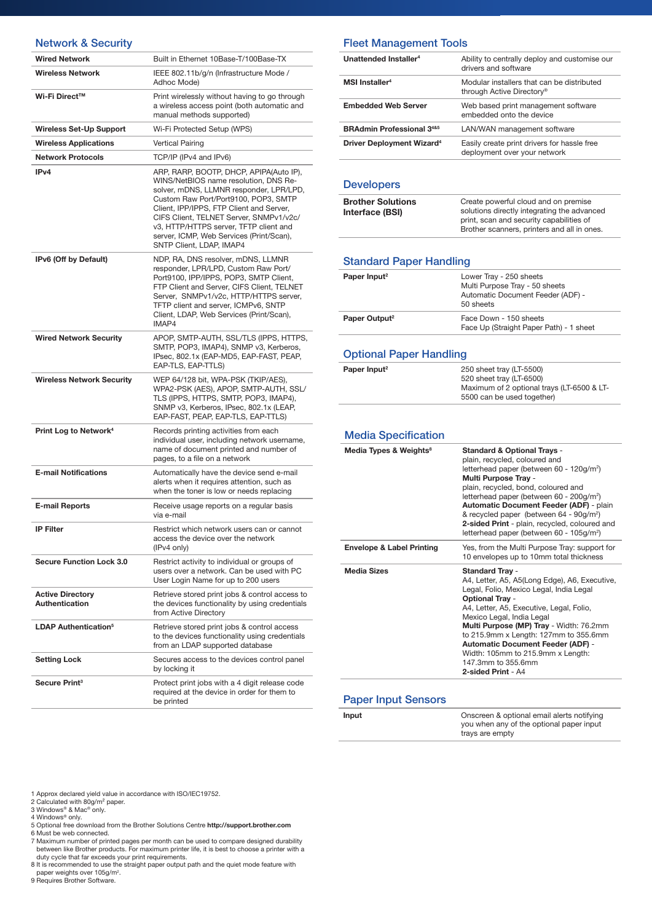## Network & Security

| | |
|---|---|
| **Wired Network** | Built in Ethernet 10Base-T/100Base-TX |
| **Wireless Network** | IEEE 802.11b/g/n (Infrastructure Mode / Adhoc Mode) |
| **Wi-Fi Direct™** | Print wirelessly without having to go through a wireless access point (both automatic and manual methods supported) |
| **Wireless Set-Up Support** | Wi-Fi Protected Setup (WPS) |
| **Wireless Applications** | Vertical Pairing |
| **Network Protocols** | TCP/IP (IPv4 and IPv6) |
| **IPv4** | ARP, RARP, BOOTP, DHCP, APIPA(Auto IP), WINS/NetBIOS name resolution, DNS Re-solver, mDNS, LLMNR responder, LPR/LPD, Custom Raw Port/Port9100, POP3, SMTP Client, IPP/IPPS, FTP Client and Server, CIFS Client, TELNET Server, SNMPv1/v2c/v3, HTTP/HTTPS server, TFTP client and server, ICMP, Web Services (Print/Scan), SNTP Client, LDAP, IMAP4 |
| **IPv6 (Off by Default)** | NDP, RA, DNS resolver, mDNS, LLMNR responder, LPR/LPD, Custom Raw Port/Port9100, IPP/IPPS, POP3, SMTP Client, FTP Client and Server, CIFS Client, TELNET Server, SNMPv1/v2c, HTTP/HTTPS server, TFTP client and server, ICMPv6, SNTP Client, LDAP, Web Services (Print/Scan), IMAP4 |
| **Wired Network Security** | APOP, SMTP-AUTH, SSL/TLS (IPPS, HTTPS, SMTP, POP3, IMAP4), SNMP v3, Kerberos, IPsec, 802.1x (EAP-MD5, EAP-FAST, PEAP, EAP-TLS, EAP-TTLS) |
| **Wireless Network Security** | WEP 64/128 bit, WPA-PSK (TKIP/AES), WPA2-PSK (AES), APOP, SMTP-AUTH, SSL/TLS (IPPS, HTTPS, SMTP, POP3, IMAP4), SNMP v3, Kerberos, IPsec, 802.1x (LEAP, EAP-FAST, PEAP, EAP-TLS, EAP-TTLS) |
| **Print Log to Network**[4] | Records printing activities from each individual user, including network username, name of document printed and number of pages, to a file on a network |
| **E-mail Notifications** | Automatically have the device send e-mail alerts when it requires attention, such as when the toner is low or needs replacing |
| **E-mail Reports** | Receive usage reports on a regular basis via e-mail |
| **IP Filter** | Restrict which network users can or cannot access the device over the network (IPv4 only) |
| **Secure Function Lock 3.0** | Restrict activity to individual or groups of users over a network. Can be used with PC User Login Name for up to 200 users |
| **Active Directory Authentication** | Retrieve stored print jobs & control access to the devices functionality by using credentials from Active Directory |
| **LDAP Authentication**[5] | Retrieve stored print jobs & control access to the devices functionality using credentials from an LDAP supported database |
| **Setting Lock** | Secures access to the devices control panel by locking it |
| **Secure Print**[3] | Protect print jobs with a 4 digit release code required at the device in order for them to be printed |

## Fleet Management Tools

| | |
|---|---|
| **Unattended Installer**[4] | Ability to centrally deploy and customise our drivers and software |
| **MSI Installer**[4] | Modular installers that can be distributed through Active Directory® |
| **Embedded Web Server** | Web based print management software embedded onto the device |
| **BRAdmin Professional 3**[4&5] | LAN/WAN management software |
| **Driver Deployment Wizard**[4] | Easily create print drivers for hassle free deployment over your network |

## Developers

| | |
|---|---|
| **Brother Solutions Interface (BSI)** | Create powerful cloud and on premise solutions directly integrating the advanced print, scan and security capabilities of Brother scanners, printers and all in ones. |

## Standard Paper Handling

| | |
|---|---|
| **Paper Input**[2] | Lower Tray - 250 sheets<br>Multi Purpose Tray - 50 sheets<br>Automatic Document Feeder (ADF) - 50 sheets |
| **Paper Output**[2] | Face Down - 150 sheets<br>Face Up (Straight Paper Path) - 1 sheet |

## Optional Paper Handling

| | |
|---|---|
| **Paper Input**[2] | 250 sheet tray (LT-5500)<br>520 sheet tray (LT-6500)<br>Maximum of 2 optional trays (LT-6500 & LT-5500 can be used together) |

## Media Specification

| | |
|---|---|
| **Media Types & Weights**[8] | **Standard & Optional Trays** - plain, recycled, coloured and letterhead paper (between 60 - 120g/m²)<br>**Multi Purpose Tray** - plain, recycled, bond, coloured and letterhead paper (between 60 - 200g/m²)<br>**Automatic Document Feeder (ADF)** - plain & recycled paper (between 64 - 90g/m²)<br>**2-sided Print** - plain, recycled, coloured and letterhead paper (between 60 - 105g/m²) |
| **Envelope & Label Printing** | Yes, from the Multi Purpose Tray: support for 10 envelopes up to 10mm total thickness |
| **Media Sizes** | **Standard Tray** - A4, Letter, A5, A5(Long Edge), A6, Executive, Legal, Folio, Mexico Legal, India Legal<br>**Optional Tray** - A4, Letter, A5, Executive, Legal, Folio, Mexico Legal, India Legal<br>**Multi Purpose (MP) Tray** - Width: 76.2mm to 215.9mm x Length: 127mm to 355.6mm<br>**Automatic Document Feeder (ADF)** - Width: 105mm to 215.9mm x Length: 147.3mm to 355.6mm<br>**2-sided Print** - A4 |

## Paper Input Sensors

| | |
|---|---|
| **Input** | Onscreen & optional email alerts notifying you when any of the optional paper input trays are empty |

1 Approx declared yield value in accordance with ISO/IEC19752.
2 Calculated with 80g/m² paper.
3 Windows® & Mac® only.
4 Windows® only.
5 Optional free download from the Brother Solutions Centre **http://support.brother.com**
6 Must be web connected.
7 Maximum number of printed pages per month can be used to compare designed durability between like Brother products. For maximum printer life, it is best to choose a printer with a duty cycle that far exceeds your print requirements.
8 It is recommended to use the straight paper output path and the quiet mode feature with paper weights over 105g/m².
9 Requires Brother Software.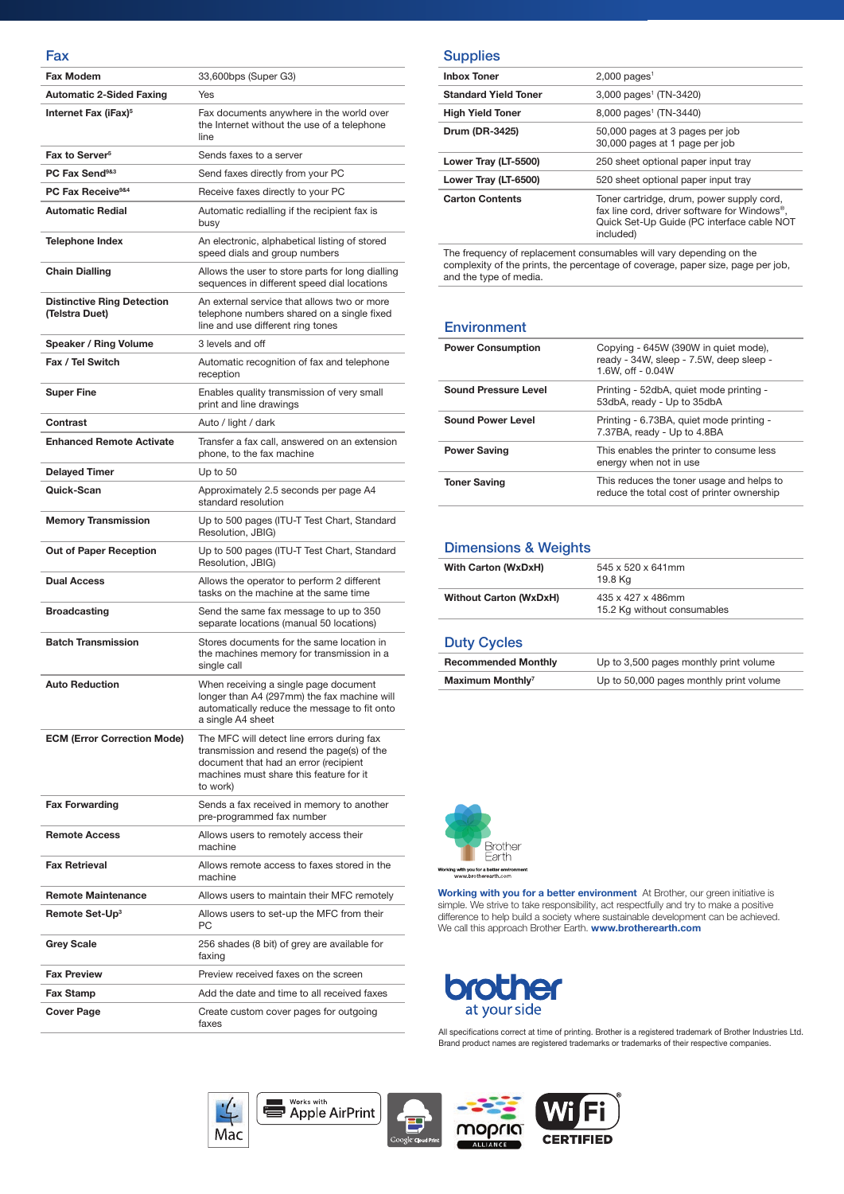## Fax

| | |
|---|---|
| **Fax Modem** | 33,600bps (Super G3) |
| **Automatic 2-Sided Faxing** | Yes |
| **Internet Fax (iFax)**[5] | Fax documents anywhere in the world over the Internet without the use of a telephone line |
| **Fax to Server**[5] | Sends faxes to a server |
| **PC Fax Send**[3&3] | Send faxes directly from your PC |
| **PC Fax Receive**[3&4] | Receive faxes directly to your PC |
| **Automatic Redial** | Automatic redialling if the recipient fax is busy |
| **Telephone Index** | An electronic, alphabetical listing of stored speed dials and group numbers |
| **Chain Dialling** | Allows the user to store parts for long dialling sequences in different speed dial locations |
| **Distinctive Ring Detection (Telstra Duet)** | An external service that allows two or more telephone numbers shared on a single fixed line and use different ring tones |
| **Speaker / Ring Volume** | 3 levels and off |
| **Fax / Tel Switch** | Automatic recognition of fax and telephone reception |
| **Super Fine** | Enables quality transmission of very small print and line drawings |
| **Contrast** | Auto / light / dark |
| **Enhanced Remote Activate** | Transfer a fax call, answered on an extension phone, to the fax machine |
| **Delayed Timer** | Up to 50 |
| **Quick-Scan** | Approximately 2.5 seconds per page A4 standard resolution |
| **Memory Transmission** | Up to 500 pages (ITU-T Test Chart, Standard Resolution, JBIG) |
| **Out of Paper Reception** | Up to 500 pages (ITU-T Test Chart, Standard Resolution, JBIG) |
| **Dual Access** | Allows the operator to perform 2 different tasks on the machine at the same time |
| **Broadcasting** | Send the same fax message to up to 350 separate locations (manual 50 locations) |
| **Batch Transmission** | Stores documents for the same location in the machines memory for transmission in a single call |
| **Auto Reduction** | When receiving a single page document longer than A4 (297mm) the fax machine will automatically reduce the message to fit onto a single A4 sheet |
| **ECM (Error Correction Mode)** | The MFC will detect line errors during fax transmission and resend the page(s) of the document that had an error (recipient machines must share this feature for it to work) |
| **Fax Forwarding** | Sends a fax received in memory to another pre-programmed fax number |
| **Remote Access** | Allows users to remotely access their machine |
| **Fax Retrieval** | Allows remote access to faxes stored in the machine |
| **Remote Maintenance** | Allows users to maintain their MFC remotely |
| **Remote Set-Up**[3] | Allows users to set-up the MFC from their PC |
| **Grey Scale** | 256 shades (8 bit) of grey are available for faxing |
| **Fax Preview** | Preview received faxes on the screen |
| **Fax Stamp** | Add the date and time to all received faxes |
| **Cover Page** | Create custom cover pages for outgoing faxes |

## Supplies

| | |
|---|---|
| **Inbox Toner** | 2,000 pages[1] |
| **Standard Yield Toner** | 3,000 pages[1] (TN-3420) |
| **High Yield Toner** | 8,000 pages[1] (TN-3440) |
| **Drum (DR-3425)** | 50,000 pages at 3 pages per job<br>30,000 pages at 1 page per job |
| **Lower Tray (LT-5500)** | 250 sheet optional paper input tray |
| **Lower Tray (LT-6500)** | 520 sheet optional paper input tray |
| **Carton Contents** | Toner cartridge, drum, power supply cord, fax line cord, driver software for Windows®, Quick Set-Up Guide (PC interface cable NOT included) |

The frequency of replacement consumables will vary depending on the complexity of the prints, the percentage of coverage, paper size, page per job, and the type of media.

## Environment

| | |
|---|---|
| **Power Consumption** | Copying - 645W (390W in quiet mode), ready - 34W, sleep - 7.5W, deep sleep - 1.6W, off - 0.04W |
| **Sound Pressure Level** | Printing - 52dbA, quiet mode printing - 53dbA, ready - Up to 35dbA |
| **Sound Power Level** | Printing - 6.73BA, quiet mode printing - 7.37BA, ready - Up to 4.8BA |
| **Power Saving** | This enables the printer to consume less energy when not in use |
| **Toner Saving** | This reduces the toner usage and helps to reduce the total cost of printer ownership |

## Dimensions & Weights

| | |
|---|---|
| **With Carton (WxDxH)** | 545 x 520 x 641mm<br>19.8 Kg |
| **Without Carton (WxDxH)** | 435 x 427 x 486mm<br>15.2 Kg without consumables |

## Duty Cycles

| | |
|---|---|
| **Recommended Monthly** | Up to 3,500 pages monthly print volume |
| **Maximum Monthly**[7] | Up to 50,000 pages monthly print volume |

Brother Earth

Working with you for a better environment
www.brotherearth.com

**Working with you for a better environment** At Brother, our green initiative is simple. We strive to take responsibility, act respectfully and try to make a positive difference to help build a society where sustainable development can be achieved. We call this approach Brother Earth. **www.brotherearth.com**

brother at your side

All specifications correct at time of printing. Brother is a registered trademark of Brother Industries Ltd. Brand product names are registered trademarks or trademarks of their respective companies.

Mac | Works with Apple AirPrint | Google Cloud Print | mopria ALLIANCE | Wi Fi CERTIFIED